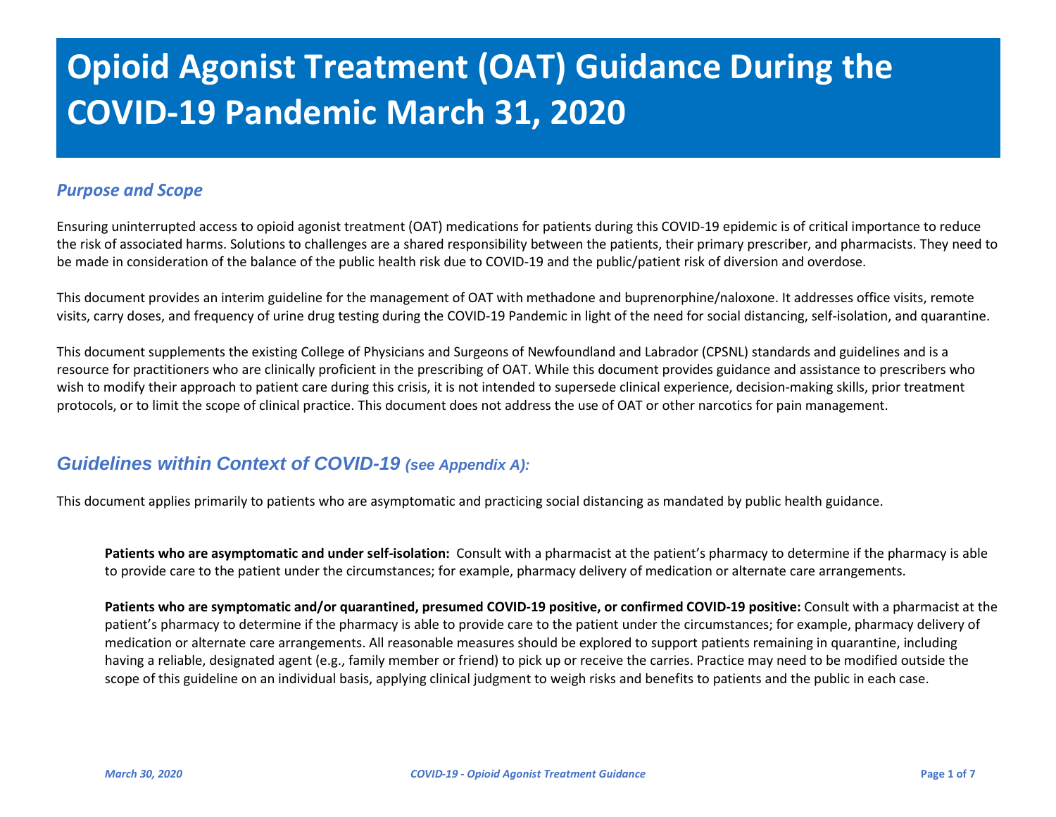# Opioid Agonist Treatment (OAT) Guidance During the COVID-19 Pandemic March 31, 2020

## *Purpose and Scope*

Ensuring uninterrupted access to opioid agonist treatment (OAT) medications for patients during this COVID-19 epidemic is of critical importance to reduce the risk of associated harms. Solutions to challenges are a shared responsibility between the patients, their primary prescriber, and pharmacists. They need to be made in consideration of the balance of the public health risk due to COVID-19 and the public/patient risk of diversion and overdose.

This document provides an interim guideline for the management of OAT with methadone and buprenorphine/naloxone. It addresses office visits, remote visits, carry doses, and frequency of urine drug testing during the COVID-19 Pandemic in light of the need for social distancing, self-isolation, and quarantine.

This document supplements the existing College of Physicians and Surgeons of Newfoundland and Labrador (CPSNL) standards and guidelines and is a resource for practitioners who are clinically proficient in the prescribing of OAT. While this document provides guidance and assistance to prescribers who wish to modify their approach to patient care during this crisis, it is not intended to supersede clinical experience, decision-making skills, prior treatment protocols, or to limit the scope of clinical practice. This document does not address the use of OAT or other narcotics for pain management.

## *Guidelines within Context of COVID-19 (see Appendix A):*

This document applies primarily to patients who are asymptomatic and practicing social distancing as mandated by public health guidance.

**Patients who are asymptomatic and under self-isolation:** Consult with a pharmacist at the patient's pharmacy to determine if the pharmacy is able to provide care to the patient under the circumstances; for example, pharmacy delivery of medication or alternate care arrangements.

**Patients who are symptomatic and/or quarantined, presumed COVID-19 positive, or confirmed COVID-19 positive:** Consult with a pharmacist at the patient's pharmacy to determine if the pharmacy is able to provide care to the patient under the circumstances; for example, pharmacy delivery of medication or alternate care arrangements. All reasonable measures should be explored to support patients remaining in quarantine, including having a reliable, designated agent (e.g., family member or friend) to pick up or receive the carries. Practice may need to be modified outside the scope of this guideline on an individual basis, applying clinical judgment to weigh risks and benefits to patients and the public in each case.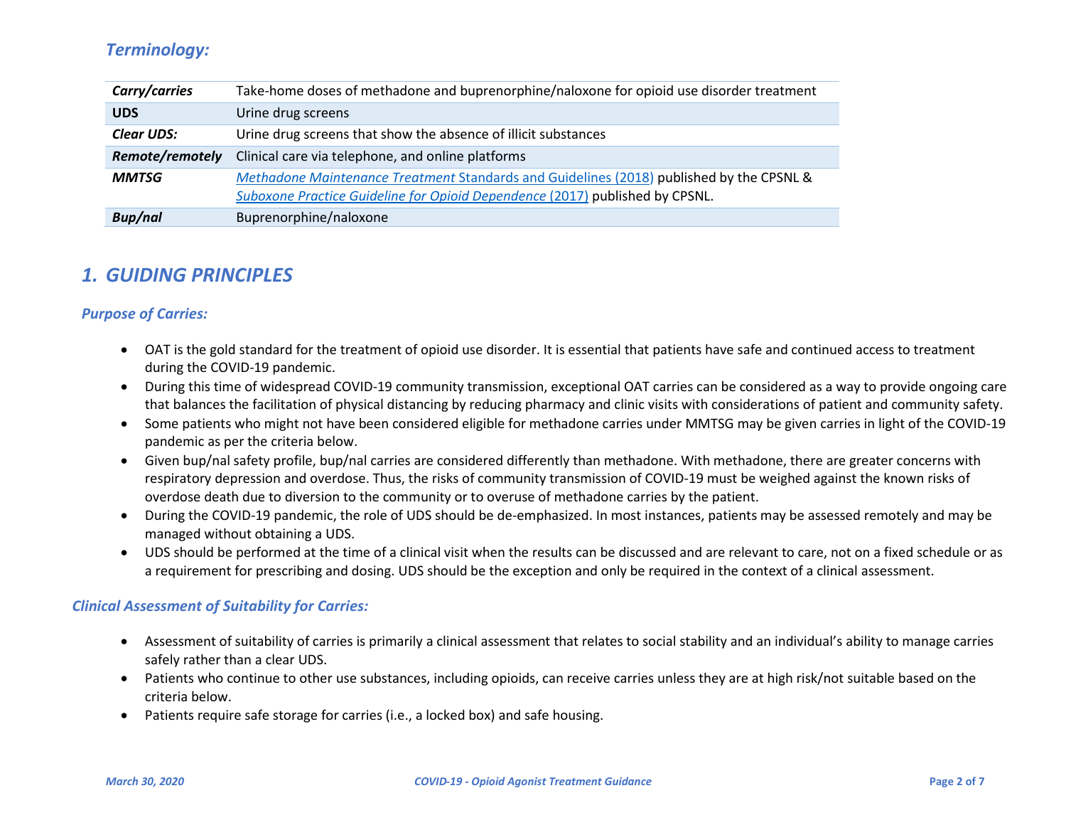## *Terminology:*

| | |
|---|---|
| ***Carry/carries*** | Take-home doses of methadone and buprenorphine/naloxone for opioid use disorder treatment |
| **UDS** | Urine drug screens |
| ***Clear UDS:*** | Urine drug screens that show the absence of illicit substances |
| ***Remote/remotely*** | Clinical care via telephone, and online platforms |
| ***MMTSG*** | *Methadone Maintenance Treatment* Standards and Guidelines (2018) published by the CPSNL & *Suboxone Practice Guideline for Opioid Dependence* (2017) published by CPSNL. |
| ***Bup/nal*** | Buprenorphine/naloxone |

# *1. GUIDING PRINCIPLES*

### *Purpose of Carries:*

- OAT is the gold standard for the treatment of opioid use disorder. It is essential that patients have safe and continued access to treatment during the COVID-19 pandemic.
- During this time of widespread COVID-19 community transmission, exceptional OAT carries can be considered as a way to provide ongoing care that balances the facilitation of physical distancing by reducing pharmacy and clinic visits with considerations of patient and community safety.
- Some patients who might not have been considered eligible for methadone carries under MMTSG may be given carries in light of the COVID-19 pandemic as per the criteria below.
- Given bup/nal safety profile, bup/nal carries are considered differently than methadone. With methadone, there are greater concerns with respiratory depression and overdose. Thus, the risks of community transmission of COVID-19 must be weighed against the known risks of overdose death due to diversion to the community or to overuse of methadone carries by the patient.
- During the COVID-19 pandemic, the role of UDS should be de-emphasized. In most instances, patients may be assessed remotely and may be managed without obtaining a UDS.
- UDS should be performed at the time of a clinical visit when the results can be discussed and are relevant to care, not on a fixed schedule or as a requirement for prescribing and dosing. UDS should be the exception and only be required in the context of a clinical assessment.

### *Clinical Assessment of Suitability for Carries:*

- Assessment of suitability of carries is primarily a clinical assessment that relates to social stability and an individual's ability to manage carries safely rather than a clear UDS.
- Patients who continue to other use substances, including opioids, can receive carries unless they are at high risk/not suitable based on the criteria below.
- Patients require safe storage for carries (i.e., a locked box) and safe housing.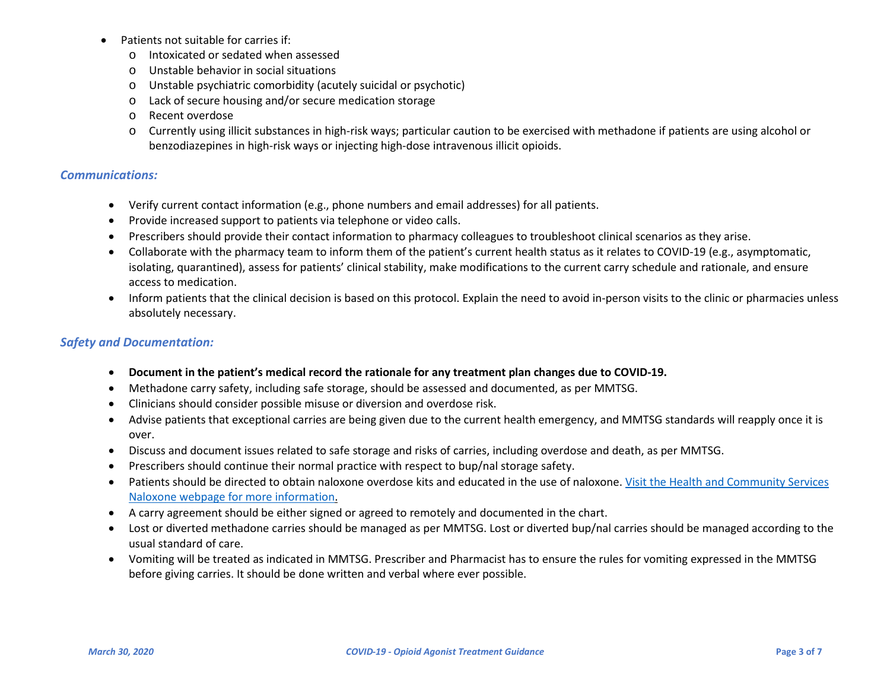- Patients not suitable for carries if:
    - Intoxicated or sedated when assessed
    - Unstable behavior in social situations
    - Unstable psychiatric comorbidity (acutely suicidal or psychotic)
    - Lack of secure housing and/or secure medication storage
    - Recent overdose
    - Currently using illicit substances in high-risk ways; particular caution to be exercised with methadone if patients are using alcohol or benzodiazepines in high-risk ways or injecting high-dose intravenous illicit opioids.

### *Communications:*

- Verify current contact information (e.g., phone numbers and email addresses) for all patients.
- Provide increased support to patients via telephone or video calls.
- Prescribers should provide their contact information to pharmacy colleagues to troubleshoot clinical scenarios as they arise.
- Collaborate with the pharmacy team to inform them of the patient's current health status as it relates to COVID-19 (e.g., asymptomatic, isolating, quarantined), assess for patients' clinical stability, make modifications to the current carry schedule and rationale, and ensure access to medication.
- Inform patients that the clinical decision is based on this protocol. Explain the need to avoid in-person visits to the clinic or pharmacies unless absolutely necessary.

### *Safety and Documentation:*

- **Document in the patient's medical record the rationale for any treatment plan changes due to COVID-19.**
- Methadone carry safety, including safe storage, should be assessed and documented, as per MMTSG.
- Clinicians should consider possible misuse or diversion and overdose risk.
- Advise patients that exceptional carries are being given due to the current health emergency, and MMTSG standards will reapply once it is over.
- Discuss and document issues related to safe storage and risks of carries, including overdose and death, as per MMTSG.
- Prescribers should continue their normal practice with respect to bup/nal storage safety.
- Patients should be directed to obtain naloxone overdose kits and educated in the use of naloxone. Visit the Health and Community Services Naloxone webpage for more information.
- A carry agreement should be either signed or agreed to remotely and documented in the chart.
- Lost or diverted methadone carries should be managed as per MMTSG. Lost or diverted bup/nal carries should be managed according to the usual standard of care.
- Vomiting will be treated as indicated in MMTSG. Prescriber and Pharmacist has to ensure the rules for vomiting expressed in the MMTSG before giving carries. It should be done written and verbal where ever possible.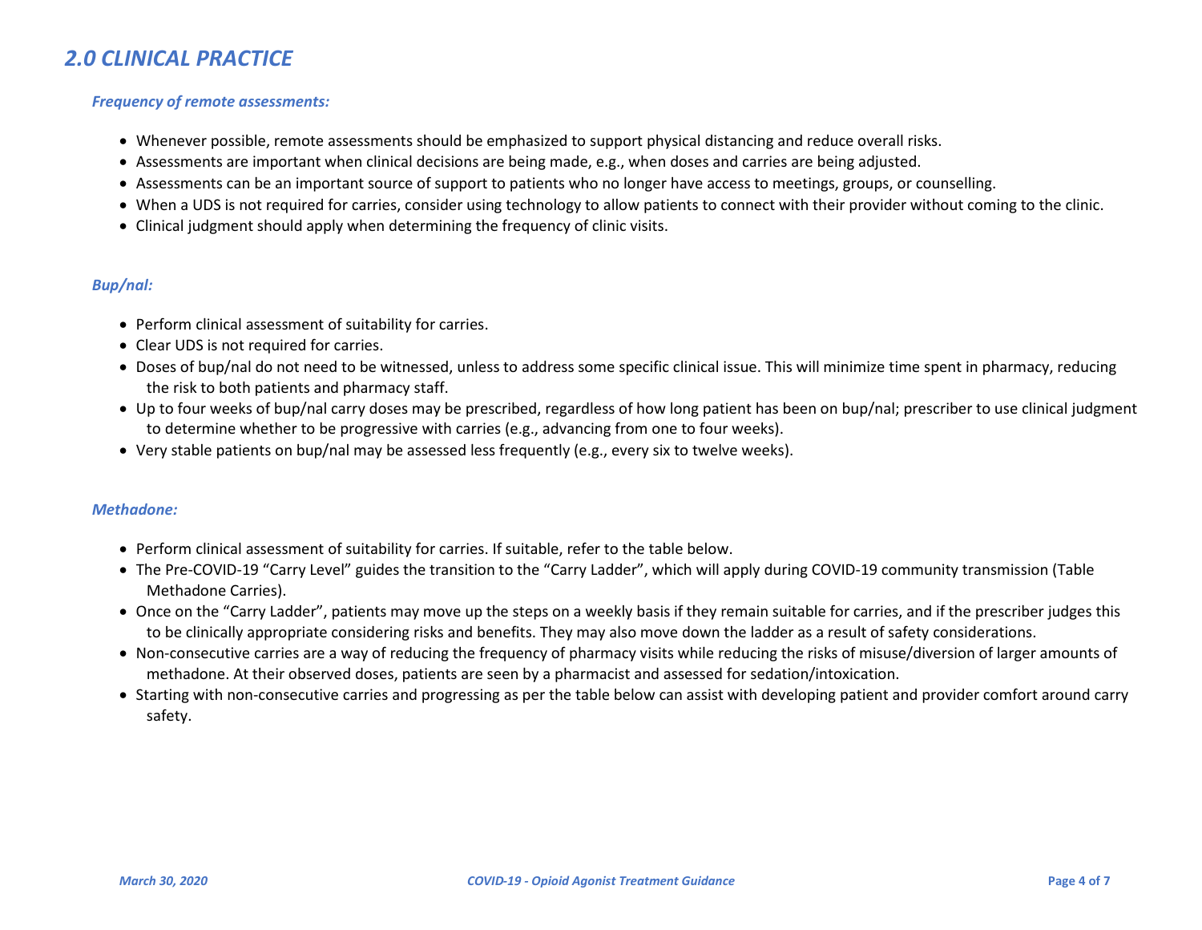## *2.0 CLINICAL PRACTICE*

### *Frequency of remote assessments:*

- Whenever possible, remote assessments should be emphasized to support physical distancing and reduce overall risks.
- Assessments are important when clinical decisions are being made, e.g., when doses and carries are being adjusted.
- Assessments can be an important source of support to patients who no longer have access to meetings, groups, or counselling.
- When a UDS is not required for carries, consider using technology to allow patients to connect with their provider without coming to the clinic.
- Clinical judgment should apply when determining the frequency of clinic visits.

### *Bup/nal:*

- Perform clinical assessment of suitability for carries.
- Clear UDS is not required for carries.
- Doses of bup/nal do not need to be witnessed, unless to address some specific clinical issue. This will minimize time spent in pharmacy, reducing the risk to both patients and pharmacy staff.
- Up to four weeks of bup/nal carry doses may be prescribed, regardless of how long patient has been on bup/nal; prescriber to use clinical judgment to determine whether to be progressive with carries (e.g., advancing from one to four weeks).
- Very stable patients on bup/nal may be assessed less frequently (e.g., every six to twelve weeks).

### *Methadone:*

- Perform clinical assessment of suitability for carries. If suitable, refer to the table below.
- The Pre-COVID-19 "Carry Level" guides the transition to the "Carry Ladder", which will apply during COVID-19 community transmission (Table Methadone Carries).
- Once on the "Carry Ladder", patients may move up the steps on a weekly basis if they remain suitable for carries, and if the prescriber judges this to be clinically appropriate considering risks and benefits. They may also move down the ladder as a result of safety considerations.
- Non-consecutive carries are a way of reducing the frequency of pharmacy visits while reducing the risks of misuse/diversion of larger amounts of methadone. At their observed doses, patients are seen by a pharmacist and assessed for sedation/intoxication.
- Starting with non-consecutive carries and progressing as per the table below can assist with developing patient and provider comfort around carry safety.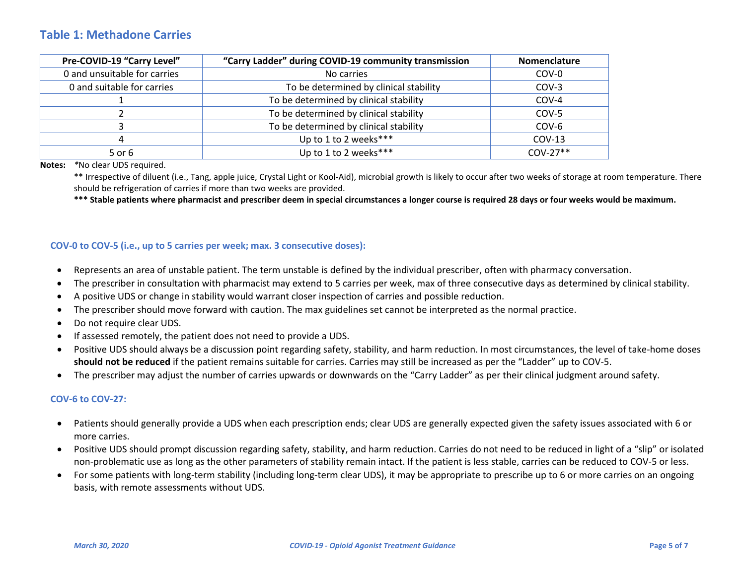## Table 1: Methadone Carries

| Pre-COVID-19 "Carry Level" | "Carry Ladder" during COVID-19 community transmission | Nomenclature |
|---|---|---|
| 0 and unsuitable for carries | No carries | COV-0 |
| 0 and suitable for carries | To be determined by clinical stability | COV-3 |
| 1 | To be determined by clinical stability | COV-4 |
| 2 | To be determined by clinical stability | COV-5 |
| 3 | To be determined by clinical stability | COV-6 |
| 4 | Up to 1 to 2 weeks*** | COV-13 |
| 5 or 6 | Up to 1 to 2 weeks*** | COV-27** |

**Notes:** *No clear UDS required.

** Irrespective of diluent (i.e., Tang, apple juice, Crystal Light or Kool-Aid), microbial growth is likely to occur after two weeks of storage at room temperature. There should be refrigeration of carries if more than two weeks are provided.

**\*\*\* Stable patients where pharmacist and prescriber deem in special circumstances a longer course is required 28 days or four weeks would be maximum.**

### COV-0 to COV-5 (i.e., up to 5 carries per week; max. 3 consecutive doses):

- Represents an area of unstable patient. The term unstable is defined by the individual prescriber, often with pharmacy conversation.
- The prescriber in consultation with pharmacist may extend to 5 carries per week, max of three consecutive days as determined by clinical stability.
- A positive UDS or change in stability would warrant closer inspection of carries and possible reduction.
- The prescriber should move forward with caution. The max guidelines set cannot be interpreted as the normal practice.
- Do not require clear UDS.
- If assessed remotely, the patient does not need to provide a UDS.
- Positive UDS should always be a discussion point regarding safety, stability, and harm reduction. In most circumstances, the level of take-home doses **should not be reduced** if the patient remains suitable for carries. Carries may still be increased as per the "Ladder" up to COV-5.
- The prescriber may adjust the number of carries upwards or downwards on the "Carry Ladder" as per their clinical judgment around safety.

### COV-6 to COV-27:

- Patients should generally provide a UDS when each prescription ends; clear UDS are generally expected given the safety issues associated with 6 or more carries.
- Positive UDS should prompt discussion regarding safety, stability, and harm reduction. Carries do not need to be reduced in light of a "slip" or isolated non-problematic use as long as the other parameters of stability remain intact. If the patient is less stable, carries can be reduced to COV-5 or less.
- For some patients with long-term stability (including long-term clear UDS), it may be appropriate to prescribe up to 6 or more carries on an ongoing basis, with remote assessments without UDS.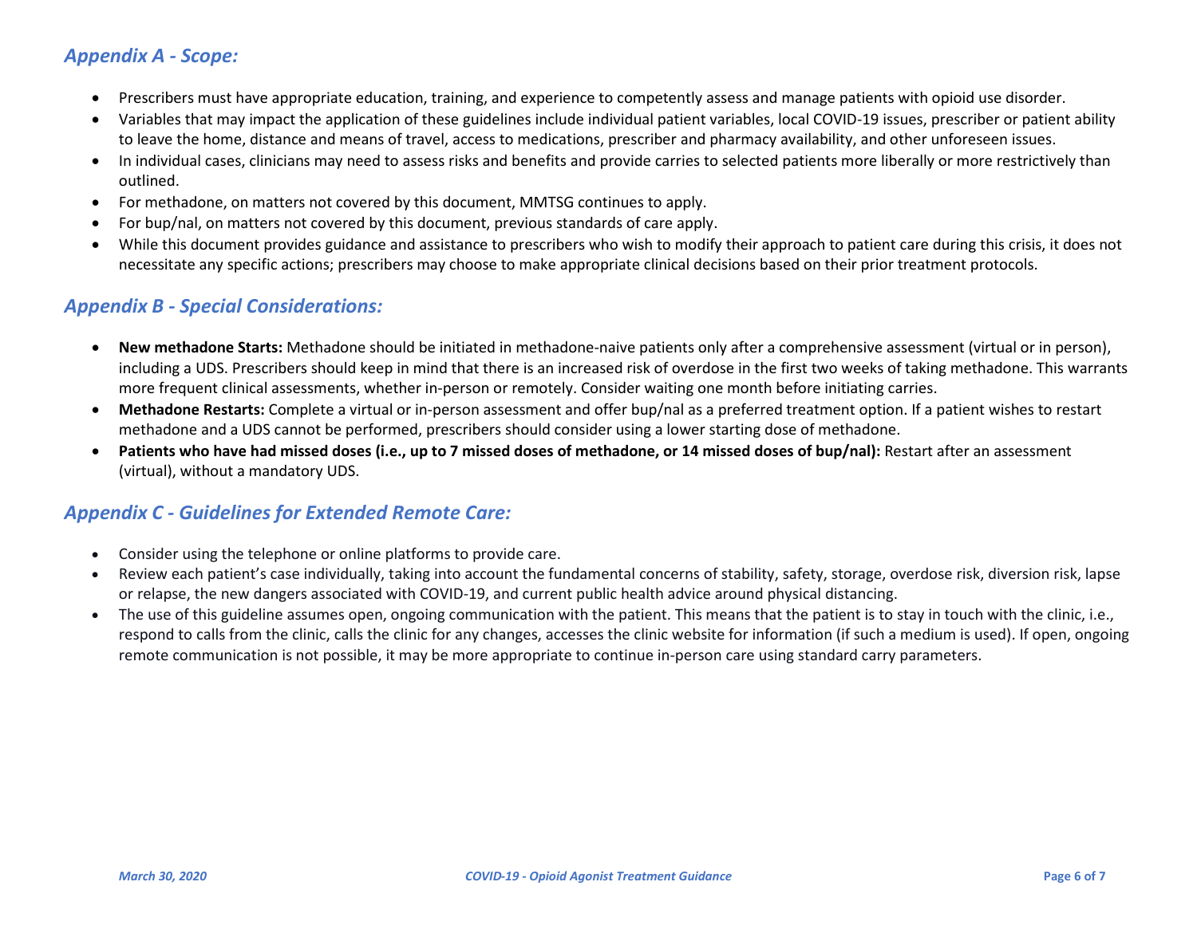## *Appendix A - Scope:*

- Prescribers must have appropriate education, training, and experience to competently assess and manage patients with opioid use disorder.
- Variables that may impact the application of these guidelines include individual patient variables, local COVID-19 issues, prescriber or patient ability to leave the home, distance and means of travel, access to medications, prescriber and pharmacy availability, and other unforeseen issues.
- In individual cases, clinicians may need to assess risks and benefits and provide carries to selected patients more liberally or more restrictively than outlined.
- For methadone, on matters not covered by this document, MMTSG continues to apply.
- For bup/nal, on matters not covered by this document, previous standards of care apply.
- While this document provides guidance and assistance to prescribers who wish to modify their approach to patient care during this crisis, it does not necessitate any specific actions; prescribers may choose to make appropriate clinical decisions based on their prior treatment protocols.

## *Appendix B - Special Considerations:*

- **New methadone Starts:** Methadone should be initiated in methadone-naive patients only after a comprehensive assessment (virtual or in person), including a UDS. Prescribers should keep in mind that there is an increased risk of overdose in the first two weeks of taking methadone. This warrants more frequent clinical assessments, whether in-person or remotely. Consider waiting one month before initiating carries.
- **Methadone Restarts:** Complete a virtual or in-person assessment and offer bup/nal as a preferred treatment option. If a patient wishes to restart methadone and a UDS cannot be performed, prescribers should consider using a lower starting dose of methadone.
- **Patients who have had missed doses (i.e., up to 7 missed doses of methadone, or 14 missed doses of bup/nal):** Restart after an assessment (virtual), without a mandatory UDS.

## *Appendix C - Guidelines for Extended Remote Care:*

- Consider using the telephone or online platforms to provide care.
- Review each patient's case individually, taking into account the fundamental concerns of stability, safety, storage, overdose risk, diversion risk, lapse or relapse, the new dangers associated with COVID-19, and current public health advice around physical distancing.
- The use of this guideline assumes open, ongoing communication with the patient. This means that the patient is to stay in touch with the clinic, i.e., respond to calls from the clinic, calls the clinic for any changes, accesses the clinic website for information (if such a medium is used). If open, ongoing remote communication is not possible, it may be more appropriate to continue in-person care using standard carry parameters.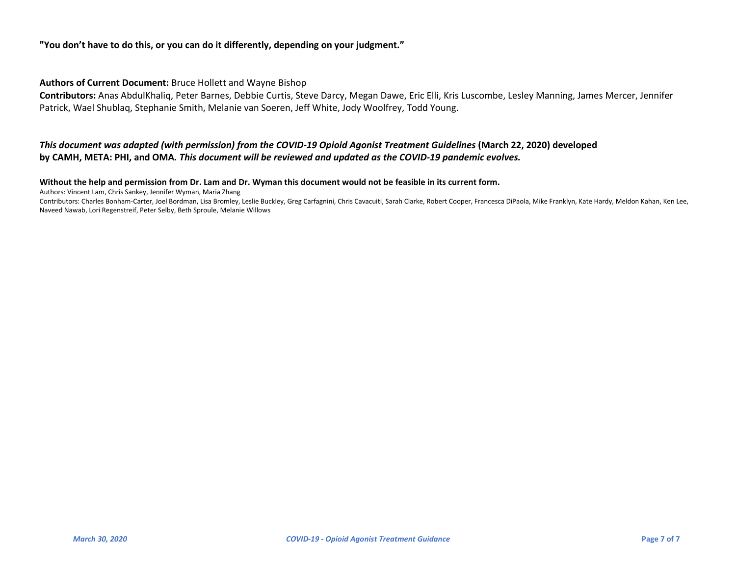**"You don't have to do this, or you can do it differently, depending on your judgment."**

**Authors of Current Document:** Bruce Hollett and Wayne Bishop

**Contributors:** Anas AbdulKhaliq, Peter Barnes, Debbie Curtis, Steve Darcy, Megan Dawe, Eric Elli, Kris Luscombe, Lesley Manning, James Mercer, Jennifer Patrick, Wael Shublaq, Stephanie Smith, Melanie van Soeren, Jeff White, Jody Woolfrey, Todd Young.

***This document was adapted (with permission) from the COVID-19 Opioid Agonist Treatment Guidelines* (March 22, 2020) developed by CAMH, META: PHI, and OMA*. This document will be reviewed and updated as the COVID-19 pandemic evolves.***

**Without the help and permission from Dr. Lam and Dr. Wyman this document would not be feasible in its current form.**

Authors: Vincent Lam, Chris Sankey, Jennifer Wyman, Maria Zhang

Contributors: Charles Bonham-Carter, Joel Bordman, Lisa Bromley, Leslie Buckley, Greg Carfagnini, Chris Cavacuiti, Sarah Clarke, Robert Cooper, Francesca DiPaola, Mike Franklyn, Kate Hardy, Meldon Kahan, Ken Lee, Naveed Nawab, Lori Regenstreif, Peter Selby, Beth Sproule, Melanie Willows